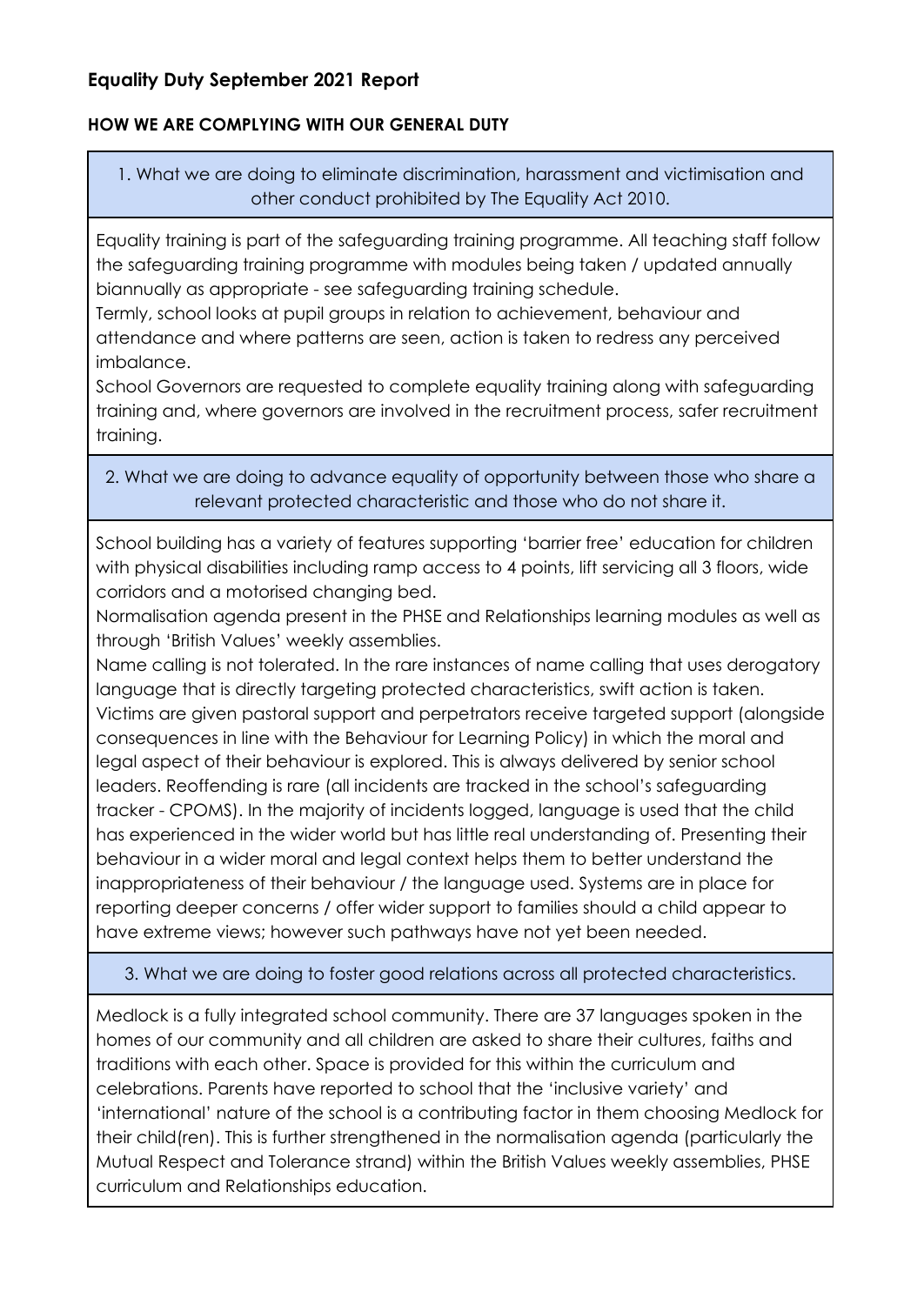# Equality Duty September 2021 Report

## HOW WE ARE COMPLYING WITH OUR GENERAL DUTY

### 1. What we are doing to eliminate discrimination, harassment and victimisation and other conduct prohibited by The Equality Act 2010.

Equality training is part of the safeguarding training programme. All teaching staff follow the safeguarding training programme with modules being taken / updated annually biannually as appropriate - see safeguarding training schedule.

Termly, school looks at pupil groups in relation to achievement, behaviour and attendance and where patterns are seen, action is taken to redress any perceived imbalance.

School Governors are requested to complete equality training along with safeguarding training and, where governors are involved in the recruitment process, safer recruitment training.

### 2. What we are doing to advance equality of opportunity between those who share a relevant protected characteristic and those who do not share it.

School building has a variety of features supporting 'barrier free' education for children with physical disabilities including ramp access to 4 points, lift servicing all 3 floors, wide corridors and a motorised changing bed.

Normalisation agenda present in the PHSE and Relationships learning modules as well as through 'British Values' weekly assemblies.

Name calling is not tolerated. In the rare instances of name calling that uses derogatory language that is directly targeting protected characteristics, swift action is taken. Victims are given pastoral support and perpetrators receive targeted support (alongside consequences in line with the Behaviour for Learning Policy) in which the moral and legal aspect of their behaviour is explored. This is always delivered by senior school leaders. Reoffending is rare (all incidents are tracked in the school's safeguarding tracker - CPOMS). In the majority of incidents logged, language is used that the child has experienced in the wider world but has little real understanding of. Presenting their behaviour in a wider moral and legal context helps them to better understand the inappropriateness of their behaviour / the language used. Systems are in place for reporting deeper concerns / offer wider support to families should a child appear to have extreme views; however such pathways have not yet been needed.

### 3. What we are doing to foster good relations across all protected characteristics.

Medlock is a fully integrated school community. There are 37 languages spoken in the homes of our community and all children are asked to share their cultures, faiths and traditions with each other. Space is provided for this within the curriculum and celebrations. Parents have reported to school that the 'inclusive variety' and 'international' nature of the school is a contributing factor in them choosing Medlock for their child(ren). This is further strengthened in the normalisation agenda (particularly the Mutual Respect and Tolerance strand) within the British Values weekly assemblies, PHSE curriculum and Relationships education.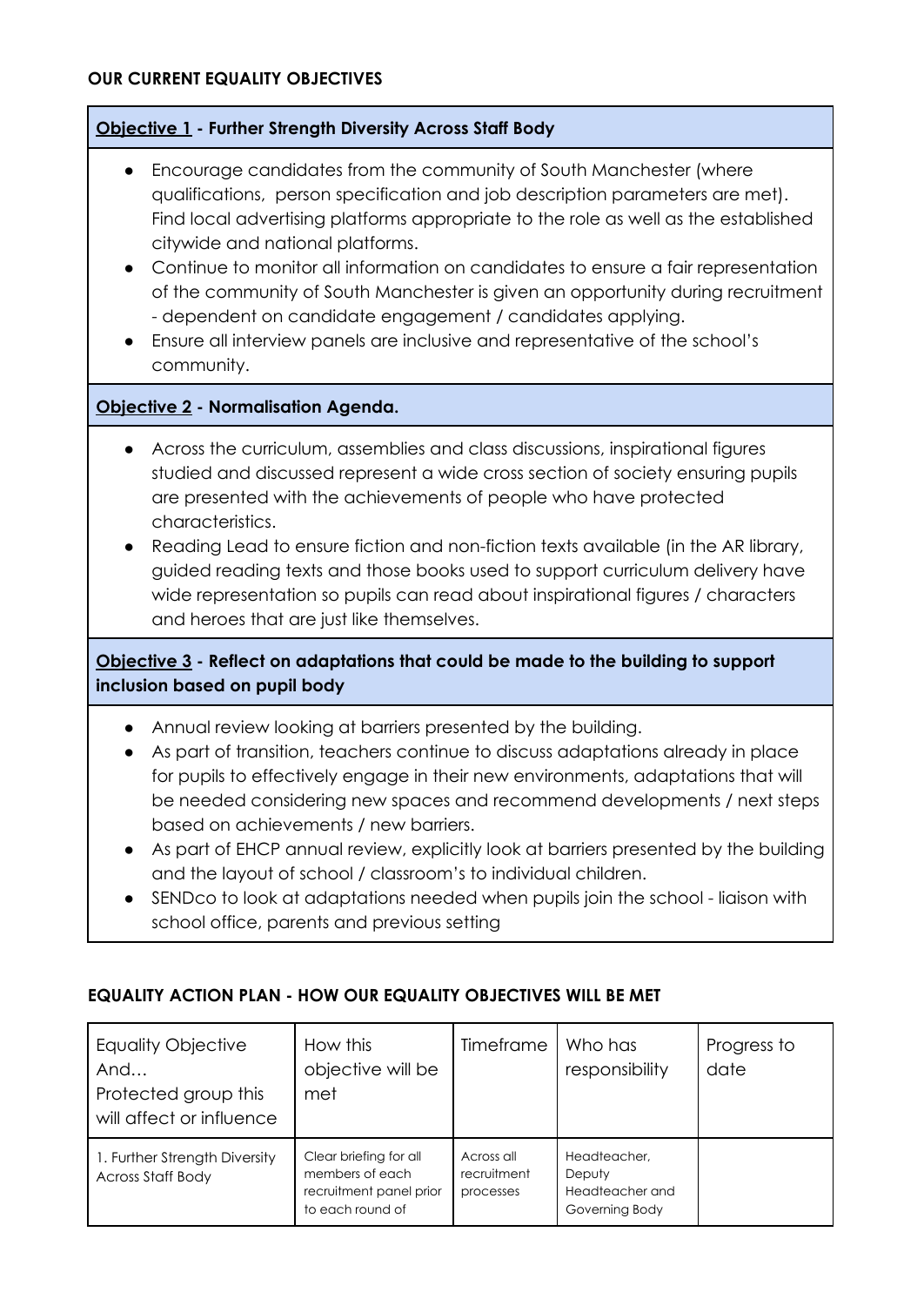## OUR CURRENT EQUALITY OBJECTIVES

### Objective 1 - Further Strength Diversity Across Staff Body

- Encourage candidates from the community of South Manchester (where qualifications, person specification and job description parameters are met). Find local advertising platforms appropriate to the role as well as the established citywide and national platforms.
- Continue to monitor all information on candidates to ensure a fair representation of the community of South Manchester is given an opportunity during recruitment - dependent on candidate engagement / candidates applying.
- Ensure all interview panels are inclusive and representative of the school's community.

### Objective 2 - Normalisation Agenda.

- Across the curriculum, assemblies and class discussions, inspirational figures studied and discussed represent a wide cross section of society ensuring pupils are presented with the achievements of people who have protected characteristics.
- Reading Lead to ensure fiction and non-fiction texts available (in the AR library, guided reading texts and those books used to support curriculum delivery have wide representation so pupils can read about inspirational figures / characters and heroes that are just like themselves.

### Objective 3 - Reflect on adaptations that could be made to the building to support inclusion based on pupil body

- Annual review looking at barriers presented by the building.
- As part of transition, teachers continue to discuss adaptations already in place for pupils to effectively engage in their new environments, adaptations that will be needed considering new spaces and recommend developments / next steps based on achievements / new barriers.
- As part of EHCP annual review, explicitly look at barriers presented by the building and the layout of school / classroom's to individual children.
- SENDco to look at adaptations needed when pupils join the school - liaison with school office, parents and previous setting

## EQUALITY ACTION PLAN - HOW OUR EQUALITY OBJECTIVES WILL BE MET

| Equality Objective And… Protected group this will affect or influence | How this objective will be met | Timeframe | Who has responsibility | Progress to date |
|---|---|---|---|---|
| 1. Further Strength Diversity Across Staff Body | Clear briefing for all members of each recruitment panel prior to each round of | Across all recruitment processes | Headteacher, Deputy Headteacher and Governing Body | |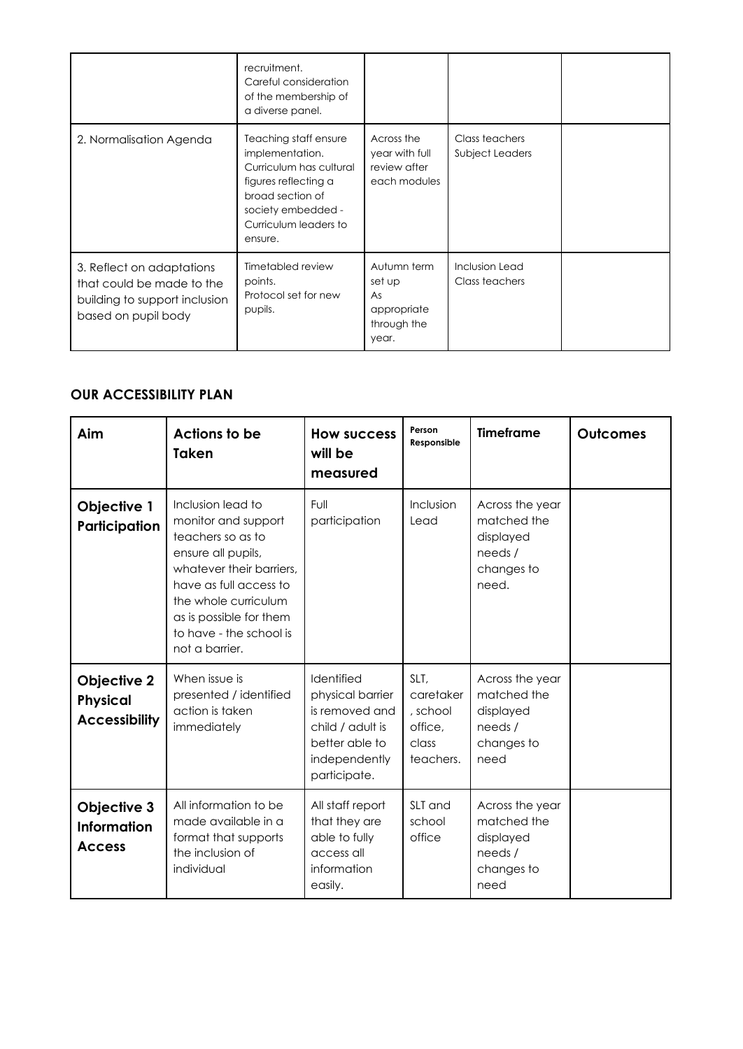| | | | | |
|---|---|---|---|---|
| | recruitment. Careful consideration of the membership of a diverse panel. | | | |
| 2. Normalisation Agenda | Teaching staff ensure implementation. Curriculum has cultural figures reflecting a broad section of society embedded - Curriculum leaders to ensure. | Across the year with full review after each modules | Class teachers Subject Leaders | |
| 3. Reflect on adaptations that could be made to the building to support inclusion based on pupil body | Timetabled review points. Protocol set for new pupils. | Autumn term set up As appropriate through the year. | Inclusion Lead Class teachers | |

## OUR ACCESSIBILITY PLAN

| Aim | Actions to be Taken | How success will be measured | Person Responsible | Timeframe | Outcomes |
|---|---|---|---|---|---|
| **Objective 1 Participation** | Inclusion lead to monitor and support teachers so as to ensure all pupils, whatever their barriers, have as full access to the whole curriculum as is possible for them to have - the school is not a barrier. | Full participation | Inclusion Lead | Across the year matched the displayed needs / changes to need. | |
| **Objective 2 Physical Accessibility** | When issue is presented / identified action is taken immediately | Identified physical barrier is removed and child / adult is better able to independently participate. | SLT, caretaker , school office, class teachers. | Across the year matched the displayed needs / changes to need | |
| **Objective 3 Information Access** | All information to be made available in a format that supports the inclusion of individual | All staff report that they are able to fully access all information easily. | SLT and school office | Across the year matched the displayed needs / changes to need | |